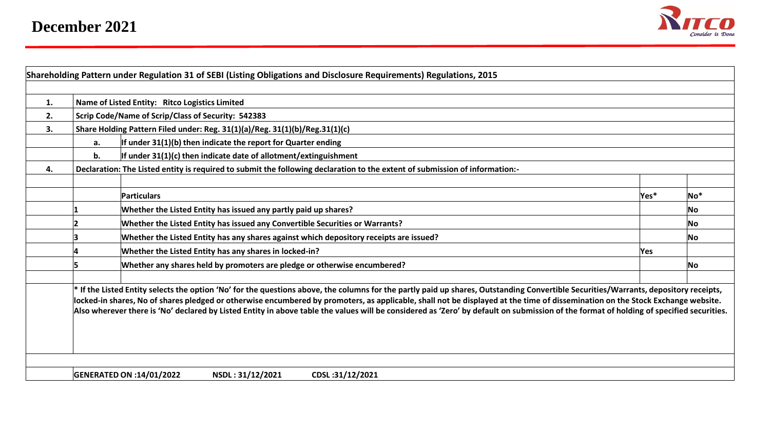# December 2021

**Shareholding Pattern under Regulation 31 of SEBI (Listing Obligations and Disclosure Requirements) Regulations, 2015**

| | | | | |
|---|---|---|---|---|
| 1. | Name of Listed Entity: Ritco Logistics Limited | | | |
| 2. | Scrip Code/Name of Scrip/Class of Security: 542383 | | | |
| 3. | Share Holding Pattern Filed under: Reg. 31(1)(a)/Reg. 31(1)(b)/Reg.31(1)(c) | | | |
| | a. If under 31(1)(b) then indicate the report for Quarter ending | | | |
| | b. If under 31(1)(c) then indicate date of allotment/extinguishment | | | |
| 4. | Declaration: The Listed entity is required to submit the following declaration to the extent of submission of information:- | | | |

| | Particulars | Yes* | No* |
|---|---|---|---|
| 1 | Whether the Listed Entity has issued any partly paid up shares? | | No |
| 2 | Whether the Listed Entity has issued any Convertible Securities or Warrants? | | No |
| 3 | Whether the Listed Entity has any shares against which depository receipts are issued? | | No |
| 4 | Whether the Listed Entity has any shares in locked-in? | Yes | |
| 5 | Whether any shares held by promoters are pledge or otherwise encumbered? | | No |

* If the Listed Entity selects the option 'No' for the questions above, the columns for the partly paid up shares, Outstanding Convertible Securities/Warrants, depository receipts, locked-in shares, No of shares pledged or otherwise encumbered by promoters, as applicable, shall not be displayed at the time of dissemination on the Stock Exchange website. Also wherever there is 'No' declared by Listed Entity in above table the values will be considered as 'Zero' by default on submission of the format of holding of specified securities.

**GENERATED ON :14/01/2022 NSDL : 31/12/2021 CDSL :31/12/2021**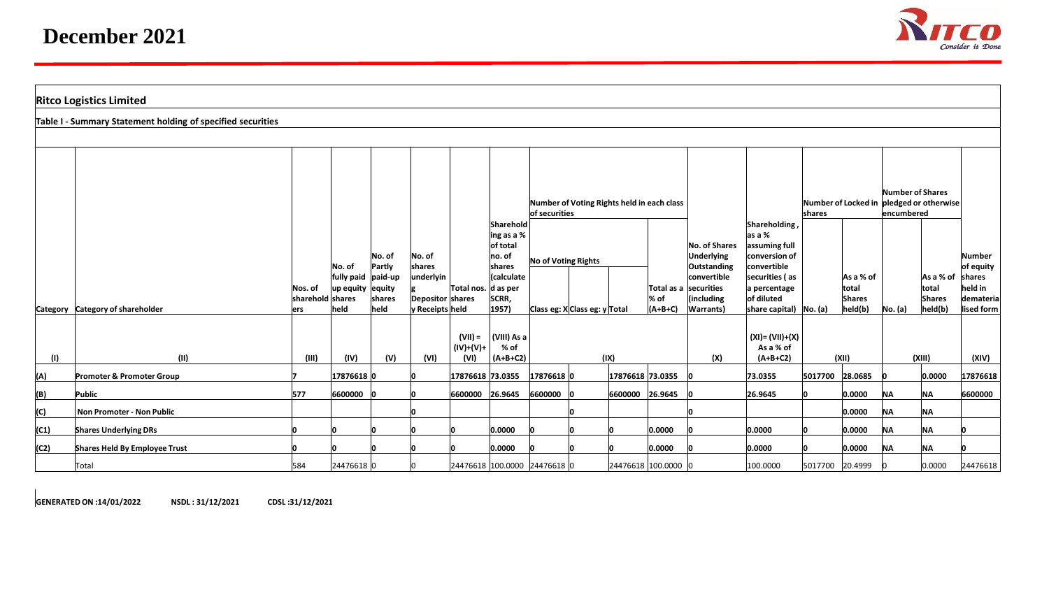# December 2021

## Ritco Logistics Limited

### Table I - Summary Statement holding of specified securities

| Category | Category of shareholder | Nos. of shareholders | No. of fully paid up equity shares held | No. of Partly paid-up equity shares held | No. of shares underlying Depository Receipts | Total nos. shares held | Shareholding as a % of total no. of shares (calculated as per SCRR, 1957) | Number of Voting Rights held in each class of securities | | | | No. of Shares Underlying Outstanding convertible securities (including Warrants) | Shareholding, as a % assuming full conversion of convertible securities (as a percentage of diluted share capital) | Number of Locked in shares | | Number of Shares pledged or otherwise encumbered | | Number of equity shares held in dematerialised form |
|---|---|---|---|---|---|---|---|---|---|---|---|---|---|---|---|---|---|---|
| | | | | | | | | No of Voting Rights | | | Total as a % of (A+B+C) | | | No. (a) | As a % of total Shares held(b) | No. (a) | As a % of total Shares held(b) | |
| | | | | | | | | Class eg: X | Class eg: y | Total | | | | | | | | |
| (I) | (II) | (III) | (IV) | (V) | (VI) | (VII) = (IV)+(V)+ (VI) | (VIII) As a % of (A+B+C2) | (IX) | | | | (X) | (XI)= (VII)+(X) As a % of (A+B+C2) | (XII) | | (XIII) | | (XIV) |
| (A) | Promoter & Promoter Group | 7 | 17876618 | 0 | 0 | 17876618 | 73.0355 | 17876618 | 0 | 17876618 | 73.0355 | 0 | 73.0355 | 5017700 | 28.0685 | 0 | 0.0000 | 17876618 |
| (B) | Public | 577 | 6600000 | 0 | 0 | 6600000 | 26.9645 | 6600000 | 0 | 6600000 | 26.9645 | 0 | 26.9645 | 0 | 0.0000 | NA | NA | 6600000 |
| (C) | Non Promoter - Non Public | | | | 0 | | | | 0 | | | 0 | | | 0.0000 | NA | NA | |
| (C1) | Shares Underlying DRs | 0 | 0 | 0 | 0 | 0 | 0.0000 | 0 | 0 | 0 | 0.0000 | 0 | 0.0000 | 0 | 0.0000 | NA | NA | 0 |
| (C2) | Shares Held By Employee Trust | 0 | 0 | 0 | 0 | 0 | 0.0000 | 0 | 0 | 0 | 0.0000 | 0 | 0.0000 | 0 | 0.0000 | NA | NA | 0 |
| | Total | 584 | 24476618 | 0 | 0 | 24476618 | 100.0000 | 24476618 | 0 | 24476618 | 100.0000 | 0 | 100.0000 | 5017700 | 20.4999 | 0 | 0.0000 | 24476618 |

**GENERATED ON :14/01/2022** **NSDL : 31/12/2021** **CDSL :31/12/2021**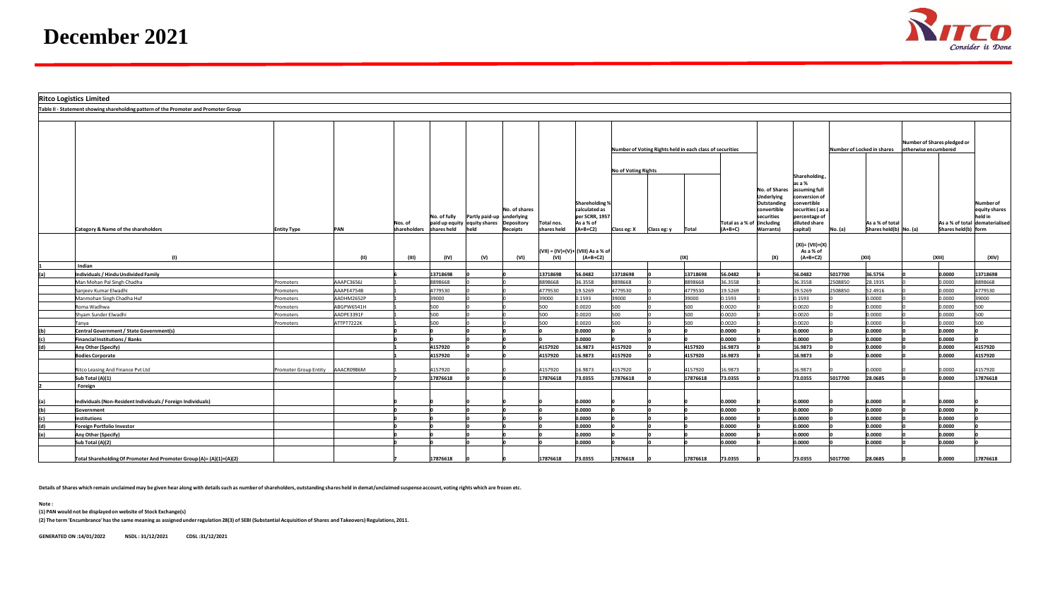# December 2021

**Ritco Logistics Limited**

**Table II - Statement showing shareholding pattern of the Promoter and Promoter Group**

| | Category & Name of the shareholders | Entity Type | PAN | Nos. of shareholders | No. of fully paid up equity shares held | Partly paid-up equity shares held | No. of shares underlying Depository Receipts | Total nos. shares held | Shareholding % calculated as per SCRR, 1957 As a % of (A+B+C2) | Number of Voting Rights held in each class of securities | | | | No. of Shares Underlying Outstanding convertible securities (including Warrants) | Shareholding , as a % assuming full conversion of convertible securities ( as a percentage of diluted share capital) | Number of Locked in shares | | Number of Shares pledged or otherwise encumbered | | Number of equity shares held in dematerialised form |
|---|---|---|---|---|---|---|---|---|---|---|---|---|---|---|---|---|---|---|---|---|
| | | | | | | | | | | No of Voting Rights | | | Total as a % of (A+B+C) | | | No. (a) | As a % of total Shares held(b) | No. (a) | As a % of total Shares held(b) | |
| | | | | | | | | | | Class eg: X | Class eg: y | Total | | | | | | | | |
| | (I) | | (II) | (III) | (IV) | (V) | (VI) | (VII) = (IV)+(V)+ (VI) | (VIII) As a % of (A+B+C2) | (IX) | | | | (X) | (XI)= (VII)+(X) As a % of (A+B+C2) | (XII) | | (XIII) | | (XIV) |
| 1 | Indian | | | | | | | | | | | | | | | | | | | |
| (a) | **Individuals / Hindu Undivided Family** | | | 6 | 13718698 | 0 | 0 | 13718698 | 56.0482 | 13718698 | 0 | 13718698 | 56.0482 | 0 | 56.0482 | 5017700 | 36.5756 | 0 | 0.0000 | 13718698 |
| | Man Mohan Pal Singh Chadha | Promoters | AAAPC3656J | 1 | 8898668 | 0 | 0 | 8898668 | 36.3558 | 8898668 | 0 | 8898668 | 36.3558 | 0 | 36.3558 | 2508850 | 28.1935 | 0 | 0.0000 | 8898668 |
| | Sanjeev Kumar Elwadhi | Promoters | AAAPE4754B | 1 | 4779530 | 0 | 0 | 4779530 | 19.5269 | 4779530 | 0 | 4779530 | 19.5269 | 0 | 19.5269 | 2508850 | 52.4916 | 0 | 0.0000 | 4779530 |
| | Manmohan Singh Chadha Huf | Promoters | AADHM2652P | 1 | 39000 | 0 | 0 | 39000 | 0.1593 | 39000 | 0 | 39000 | 0.1593 | 0 | 0.1593 | 0 | 0.0000 | 0 | 0.0000 | 39000 |
| | Roma Wadhwa | Promoters | ABGPW6541H | 1 | 500 | 0 | 0 | 500 | 0.0020 | 500 | 0 | 500 | 0.0020 | 0 | 0.0020 | 0 | 0.0000 | 0 | 0.0000 | 500 |
| | Shyam Sunder Elwadhi | Promoters | AADPE3391F | 1 | 500 | 0 | 0 | 500 | 0.0020 | 500 | 0 | 500 | 0.0020 | 0 | 0.0020 | 0 | 0.0000 | 0 | 0.0000 | 500 |
| | Tanya | Promoters | ATTPT7222K | 1 | 500 | 0 | 0 | 500 | 0.0020 | 500 | 0 | 500 | 0.0020 | 0 | 0.0020 | 0 | 0.0000 | 0 | 0.0000 | 500 |
| (b) | **Central Government / State Government(s)** | | | 0 | 0 | 0 | 0 | 0 | 0.0000 | 0 | 0 | 0 | 0.0000 | 0 | 0.0000 | 0 | 0.0000 | 0 | 0.0000 | 0 |
| (c) | **Financial Institutions / Banks** | | | 0 | 0 | 0 | 0 | 0 | 0.0000 | 0 | 0 | 0 | 0.0000 | 0 | 0.0000 | 0 | 0.0000 | 0 | 0.0000 | 0 |
| (d) | **Any Other (Specify)** | | | 1 | 4157920 | 0 | 0 | 4157920 | 16.9873 | 4157920 | 0 | 4157920 | 16.9873 | 0 | 16.9873 | 0 | 0.0000 | 0 | 0.0000 | 4157920 |
| | **Bodies Corporate** | | | 1 | 4157920 | 0 | 0 | 4157920 | 16.9873 | 4157920 | 0 | 4157920 | 16.9873 | 0 | 16.9873 | 0 | 0.0000 | 0 | 0.0000 | 4157920 |
| | Ritco Leasing And Finance Pvt Ltd | Promoter Group Entity | AAACR0986M | 1 | 4157920 | 0 | 0 | 4157920 | 16.9873 | 4157920 | 0 | 4157920 | 16.9873 | 0 | 16.9873 | 0 | 0.0000 | 0 | 0.0000 | 4157920 |
| | **Sub Total (A)(1)** | | | 7 | 17876618 | 0 | 0 | 17876618 | 73.0355 | 17876618 | 0 | 17876618 | 73.0355 | 0 | 73.0355 | 5017700 | 28.0685 | 0 | 0.0000 | 17876618 |
| 2 | Foreign | | | | | | | | | | | | | | | | | | | |
| (a) | **Individuals (Non-Resident Individuals / Foreign Individuals)** | | | 0 | 0 | 0 | 0 | 0 | 0.0000 | 0 | 0 | 0 | 0.0000 | 0 | 0.0000 | 0 | 0.0000 | 0 | 0.0000 | 0 |
| (b) | **Government** | | | 0 | 0 | 0 | 0 | 0 | 0.0000 | 0 | 0 | 0 | 0.0000 | 0 | 0.0000 | 0 | 0.0000 | 0 | 0.0000 | 0 |
| (c) | **Institutions** | | | 0 | 0 | 0 | 0 | 0 | 0.0000 | 0 | 0 | 0 | 0.0000 | 0 | 0.0000 | 0 | 0.0000 | 0 | 0.0000 | 0 |
| (d) | **Foreign Portfolio Investor** | | | 0 | 0 | 0 | 0 | 0 | 0.0000 | 0 | 0 | 0 | 0.0000 | 0 | 0.0000 | 0 | 0.0000 | 0 | 0.0000 | 0 |
| (e) | **Any Other (Specify)** | | | 0 | 0 | 0 | 0 | 0 | 0.0000 | 0 | 0 | 0 | 0.0000 | 0 | 0.0000 | 0 | 0.0000 | 0 | 0.0000 | 0 |
| | **Sub Total (A)(2)** | | | 0 | 0 | 0 | 0 | 0 | 0.0000 | 0 | 0 | 0 | 0.0000 | 0 | 0.0000 | 0 | 0.0000 | 0 | 0.0000 | 0 |
| | **Total Shareholding Of Promoter And Promoter Group (A)= (A)(1)+(A)(2)** | | | 7 | 17876618 | 0 | 0 | 17876618 | 73.0355 | 17876618 | 0 | 17876618 | 73.0355 | 0 | 73.0355 | 5017700 | 28.0685 | 0 | 0.0000 | 17876618 |

**Details of Shares which remain unclaimed may be given hear along with details such as number of shareholders, outstanding shares held in demat/unclaimed suspense account, voting rights which are frozen etc.**

**Note :**

**(1) PAN would not be displayed on website of Stock Exchange(s)**

**(2) The term 'Encumbrance' has the same meaning as assigned under regulation 28(3) of SEBI (Substantial Acquisition of Shares and Takeovers) Regulations, 2011.**

**GENERATED ON :14/01/2022 NSDL : 31/12/2021 CDSL :31/12/2021**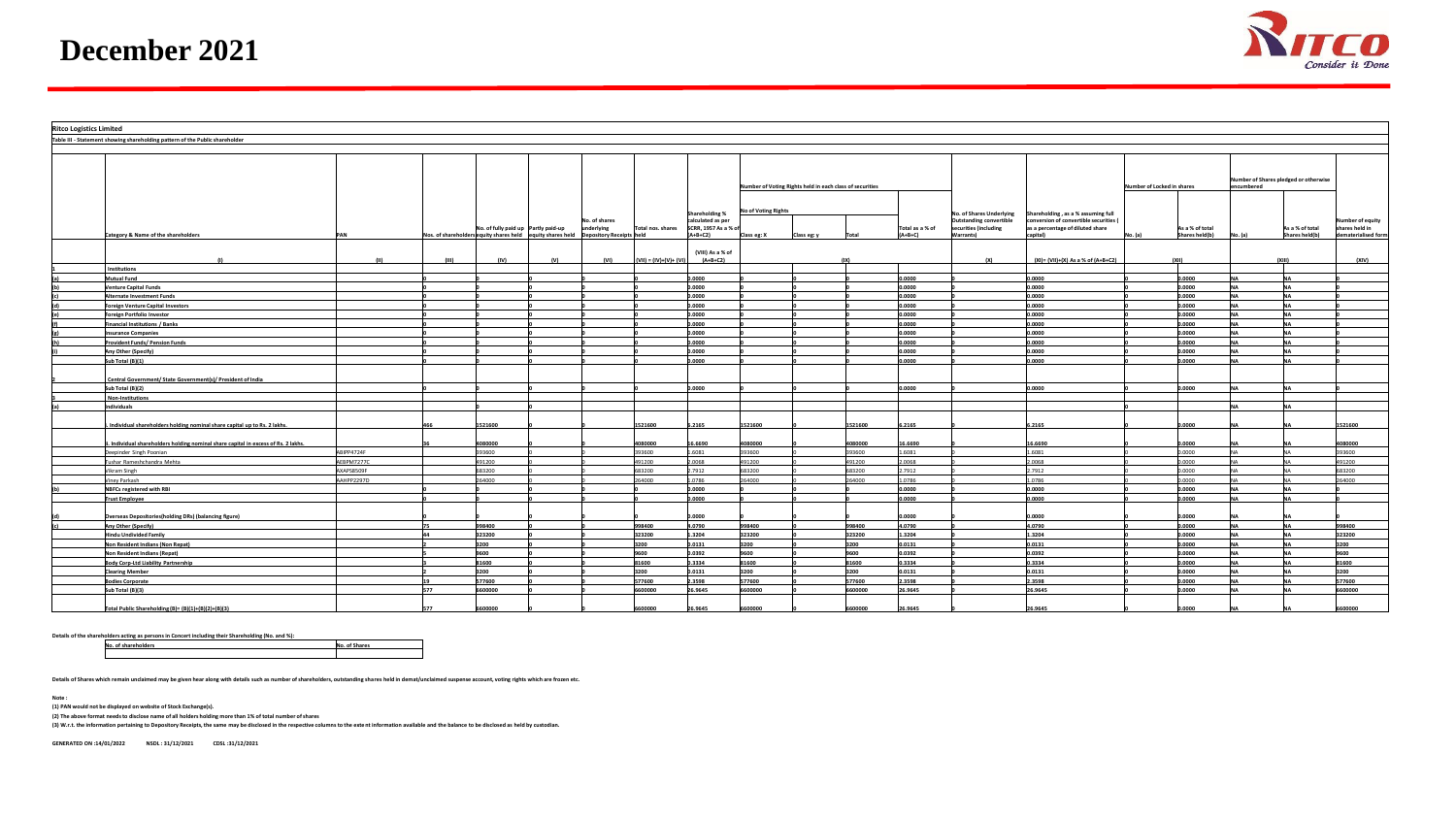# December 2021

**Ritco Logistics Limited**

**Table III - Statement showing shareholding pattern of the Public shareholder**

| | Category & Name of the shareholders | PAN | Nos. of shareholders | No. of fully paid up equity shares held | Partly paid-up equity shares held | No. of shares underlying Depository Receipts | Total nos. shares held | Shareholding % calculated as per SCRR, 1957 As a % of (A+B+C2) | Number of Voting Rights held in each class of securities: No of Voting Rights Class eg: X | Class eg: y | Total | Total as a % of (A+B+C) | No. of Shares Underlying Outstanding convertible securities (including Warrants) | Shareholding , as a % assuming full conversion of convertible securities ( as a percentage of diluted share capital) | Number of Locked in shares No. (a) | As a % of total Shares held(b) | Number of Shares pledged or otherwise encumbered No. (a) | As a % of total Shares held(b) | Number of equity shares held in dematerialised form |
|---|---|---|---|---|---|---|---|---|---|---|---|---|---|---|---|---|---|---|---|
| | (I) | (II) | (III) | (IV) | (V) | (VI) | (VII) = (IV)+(V)+ (VI) | (VIII) As a % of (A+B+C2) | (IX) | | | | (X) | (XI)= (VII)+(X) As a % of (A+B+C2) | (XII) | | (XIII) | | (XIV) |
| 1 | Institutions | | | | | | | | | | | | | | | | | | |
| (a) | Mutual Fund | | 0 | 0 | 0 | 0 | 0 | 0.0000 | 0 | 0 | 0 | 0.0000 | 0 | 0.0000 | 0 | 0.0000 | NA | NA | 0 |
| (b) | Venture Capital Funds | | 0 | 0 | 0 | 0 | 0 | 0.0000 | 0 | 0 | 0 | 0.0000 | 0 | 0.0000 | 0 | 0.0000 | NA | NA | 0 |
| (c) | Alternate Investment Funds | | 0 | 0 | 0 | 0 | 0 | 0.0000 | 0 | 0 | 0 | 0.0000 | 0 | 0.0000 | 0 | 0.0000 | NA | NA | 0 |
| (d) | Foreign Venture Capital Investors | | 0 | 0 | 0 | 0 | 0 | 0.0000 | 0 | 0 | 0 | 0.0000 | 0 | 0.0000 | 0 | 0.0000 | NA | NA | 0 |
| (e) | Foreign Portfolio Investor | | 0 | 0 | 0 | 0 | 0 | 0.0000 | 0 | 0 | 0 | 0.0000 | 0 | 0.0000 | 0 | 0.0000 | NA | NA | 0 |
| (f) | Financial Institutions / Banks | | 0 | 0 | 0 | 0 | 0 | 0.0000 | 0 | 0 | 0 | 0.0000 | 0 | 0.0000 | 0 | 0.0000 | NA | NA | 0 |
| (g) | Insurance Companies | | 0 | 0 | 0 | 0 | 0 | 0.0000 | 0 | 0 | 0 | 0.0000 | 0 | 0.0000 | 0 | 0.0000 | NA | NA | 0 |
| (h) | Provident Funds/ Pension Funds | | 0 | 0 | 0 | 0 | 0 | 0.0000 | 0 | 0 | 0 | 0.0000 | 0 | 0.0000 | 0 | 0.0000 | NA | NA | 0 |
| (i) | Any Other (Specify) | | 0 | 0 | 0 | 0 | 0 | 0.0000 | 0 | 0 | 0 | 0.0000 | 0 | 0.0000 | 0 | 0.0000 | NA | NA | 0 |
| | Sub Total (B)(1) | | 0 | 0 | 0 | 0 | 0 | 0.0000 | 0 | 0 | 0 | 0.0000 | 0 | 0.0000 | 0 | 0.0000 | NA | NA | 0 |
| 2 | Central Government/ State Government(s)/ President of India | | | | | | | | | | | | | | | | | | |
| | Sub Total (B)(2) | | 0 | 0 | 0 | 0 | 0 | 0.0000 | 0 | 0 | 0 | 0.0000 | 0 | 0.0000 | 0 | 0.0000 | NA | NA | 0 |
| 3 | Non-Institutions | | | | | | | | | | | | | | | | | | |
| (a) | Individuals | | | 0 | 0 | | | | | | | | | | 0 | | NA | NA | |
| | i. Individual shareholders holding nominal share capital up to Rs. 2 lakhs. | | 466 | 1521600 | 0 | 0 | 1521600 | 6.2165 | 1521600 | 0 | 1521600 | 6.2165 | 0 | 6.2165 | 0 | 0.0000 | NA | NA | 1521600 |
| | ii. Individual shareholders holding nominal share capital in excess of Rs. 2 lakhs. | | 36 | 4080000 | 0 | 0 | 4080000 | 16.6690 | 4080000 | 0 | 4080000 | 16.6690 | 0 | 16.6690 | 0 | 0.0000 | NA | NA | 4080000 |
| | Deepinder Singh Poonian | ABIPP4724F | | 393600 | 0 | 0 | 393600 | 1.6081 | 393600 | 0 | 393600 | 1.6081 | 0 | 1.6081 | 0 | 0.0000 | NA | NA | 393600 |
| | Tushar Rameshchandra Mehta | AEBPM7277C | | 491200 | 0 | 0 | 491200 | 2.0068 | 491200 | 0 | 491200 | 2.0068 | 0 | 2.0068 | 0 | 0.0000 | NA | NA | 491200 |
| | Vikram Singh | AXAPS8509F | | 683200 | 0 | 0 | 683200 | 2.7912 | 683200 | 0 | 683200 | 2.7912 | 0 | 2.7912 | 0 | 0.0000 | NA | NA | 683200 |
| | Viney Parkash | AAHPP2297D | | 264000 | 0 | 0 | 264000 | 1.0786 | 264000 | 0 | 264000 | 1.0786 | 0 | 1.0786 | 0 | 0.0000 | NA | NA | 264000 |
| (b) | NBFCs registered with RBI | | 0 | 0 | 0 | 0 | 0 | 0.0000 | 0 | 0 | 0 | 0.0000 | 0 | 0.0000 | 0 | 0.0000 | NA | NA | 0 |
| | Trust Employee | | 0 | 0 | 0 | 0 | 0 | 0.0000 | 0 | 0 | 0 | 0.0000 | 0 | 0.0000 | 0 | 0.0000 | NA | NA | 0 |
| (d) | Overseas Depositories(holding DRs) (balancing figure) | | 0 | 0 | 0 | 0 | 0 | 0.0000 | 0 | 0 | 0 | 0.0000 | 0 | 0.0000 | 0 | 0.0000 | NA | NA | 0 |
| (c) | Any Other (Specify) | | 75 | 998400 | 0 | 0 | 998400 | 4.0790 | 998400 | 0 | 998400 | 4.0790 | 0 | 4.0790 | 0 | 0.0000 | NA | NA | 998400 |
| | Hindu Undivided Family | | 44 | 323200 | 0 | 0 | 323200 | 1.3204 | 323200 | 0 | 323200 | 1.3204 | 0 | 1.3204 | 0 | 0.0000 | NA | NA | 323200 |
| | Non Resident Indians (Non Repat) | | 2 | 3200 | 0 | 0 | 3200 | 0.0131 | 3200 | 0 | 3200 | 0.0131 | 0 | 0.0131 | 0 | 0.0000 | NA | NA | 3200 |
| | Non Resident Indians (Repat) | | 5 | 9600 | 0 | 0 | 9600 | 0.0392 | 9600 | 0 | 9600 | 0.0392 | 0 | 0.0392 | 0 | 0.0000 | NA | NA | 9600 |
| | Body Corp-Ltd Liability Partnership | | 3 | 81600 | 0 | 0 | 81600 | 0.3334 | 81600 | 0 | 81600 | 0.3334 | 0 | 0.3334 | 0 | 0.0000 | NA | NA | 81600 |
| | Clearing Member | | 2 | 3200 | 0 | 0 | 3200 | 0.0131 | 3200 | 0 | 3200 | 0.0131 | 0 | 0.0131 | 0 | 0.0000 | NA | NA | 3200 |
| | Bodies Corporate | | 19 | 577600 | 0 | 0 | 577600 | 2.3598 | 577600 | 0 | 577600 | 2.3598 | 0 | 2.3598 | 0 | 0.0000 | NA | NA | 577600 |
| | Sub Total (B)(3) | | 577 | 6600000 | 0 | 0 | 6600000 | 26.9645 | 6600000 | 0 | 6600000 | 26.9645 | 0 | 26.9645 | 0 | 0.0000 | NA | NA | 6600000 |
| | Total Public Shareholding (B)= (B)(1)+(B)(2)+(B)(3) | | 577 | 6600000 | 0 | 0 | 6600000 | 26.9645 | 6600000 | 0 | 6600000 | 26.9645 | 0 | 26.9645 | 0 | 0.0000 | NA | NA | 6600000 |

**Details of the shareholders acting as persons in Concert including their Shareholding (No. and %):**

| No. of shareholders | No. of Shares |
|---|---|
| | |

**Details of Shares which remain unclaimed may be given hear along with details such as number of shareholders, outstanding shares held in demat/unclaimed suspense account, voting rights which are frozen etc.**

**Note :**

**(1) PAN would not be displayed on website of Stock Exchange(s).**

**(2) The above format needs to disclose name of all holders holding more than 1% of total number of shares**

**(3) W.r.t. the information pertaining to Depository Receipts, the same may be disclosed in the respective columns to the extent information available and the balance to be disclosed as held by custodian.**

**GENERATED ON :14/01/2022 NSDL : 31/12/2021 CDSL :31/12/2021**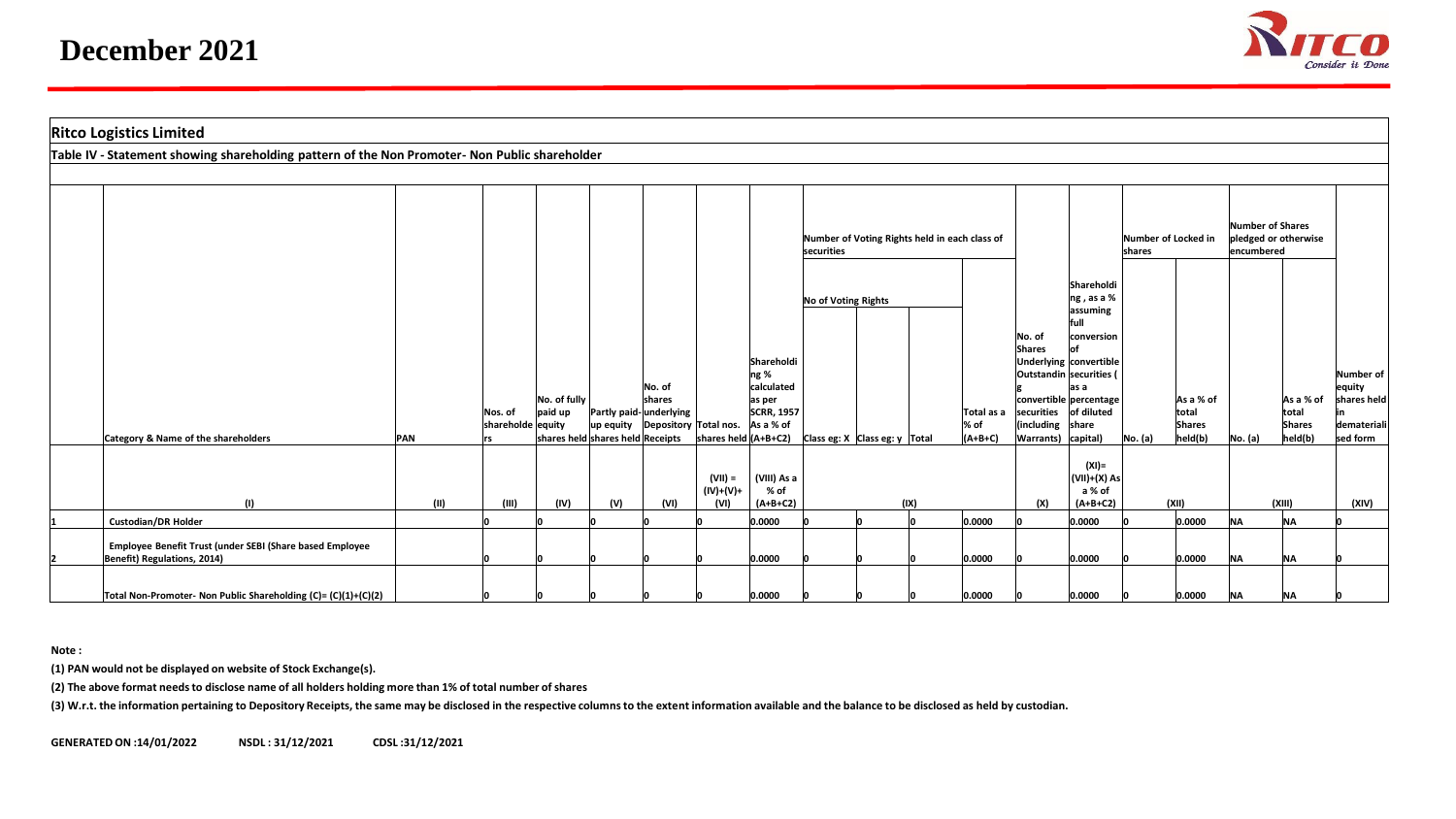# December 2021

## Ritco Logistics Limited

### Table IV - Statement showing shareholding pattern of the Non Promoter- Non Public shareholder

| | Category & Name of the shareholders | PAN | Nos. of shareholders | No. of fully paid up equity shares held | Partly paid-up equity shares held | No. of shares underlying Depository Receipts | Total nos. shares held | Shareholding % calculated as per SCRR, 1957 As a % of (A+B+C2) | Number of Voting Rights held in each class of securities | | | | No. of Shares Underlying Outstanding convertible securities (including Warrants) | Shareholding , as a % assuming full conversion of convertible securities ( as a percentage of diluted share capital) | Number of Locked in shares | | Number of Shares pledged or otherwise encumbered | | Number of equity shares held in dematerialised form |
|---|---|---|---|---|---|---|---|---|---|---|---|---|---|---|---|---|---|---|---|
| | | | | | | | | | No of Voting Rights | | | Total as a % of (A+B+C) | | | No. (a) | As a % of total Shares held(b) | No. (a) | As a % of total Shares held(b) | |
| | | | | | | | | | Class eg: X | Class eg: y | Total | | | | | | | | |
| | (I) | (II) | (III) | (IV) | (V) | (VI) | (VII) = (IV)+(V)+ (VI) | (VIII) As a % of (A+B+C2) | (IX) | | | | (X) | (XI)= (VII)+(X) As a % of (A+B+C2) | (XII) | | (XIII) | | (XIV) |
| 1 | Custodian/DR Holder | | 0 | 0 | 0 | 0 | 0 | 0.0000 | 0 | 0 | 0 | 0.0000 | 0 | 0.0000 | 0 | 0.0000 | NA | NA | 0 |
| 2 | Employee Benefit Trust (under SEBI (Share based Employee Benefit) Regulations, 2014) | | 0 | 0 | 0 | 0 | 0 | 0.0000 | 0 | 0 | 0 | 0.0000 | 0 | 0.0000 | 0 | 0.0000 | NA | NA | 0 |
| | Total Non-Promoter- Non Public Shareholding (C)= (C)(1)+(C)(2) | | 0 | 0 | 0 | 0 | 0 | 0.0000 | 0 | 0 | 0 | 0.0000 | 0 | 0.0000 | 0 | 0.0000 | NA | NA | 0 |

**Note :**

**(1) PAN would not be displayed on website of Stock Exchange(s).**

**(2) The above format needs to disclose name of all holders holding more than 1% of total number of shares**

**(3) W.r.t. the information pertaining to Depository Receipts, the same may be disclosed in the respective columns to the extent information available and the balance to be disclosed as held by custodian.**

**GENERATED ON :14/01/2022 NSDL : 31/12/2021 CDSL :31/12/2021**